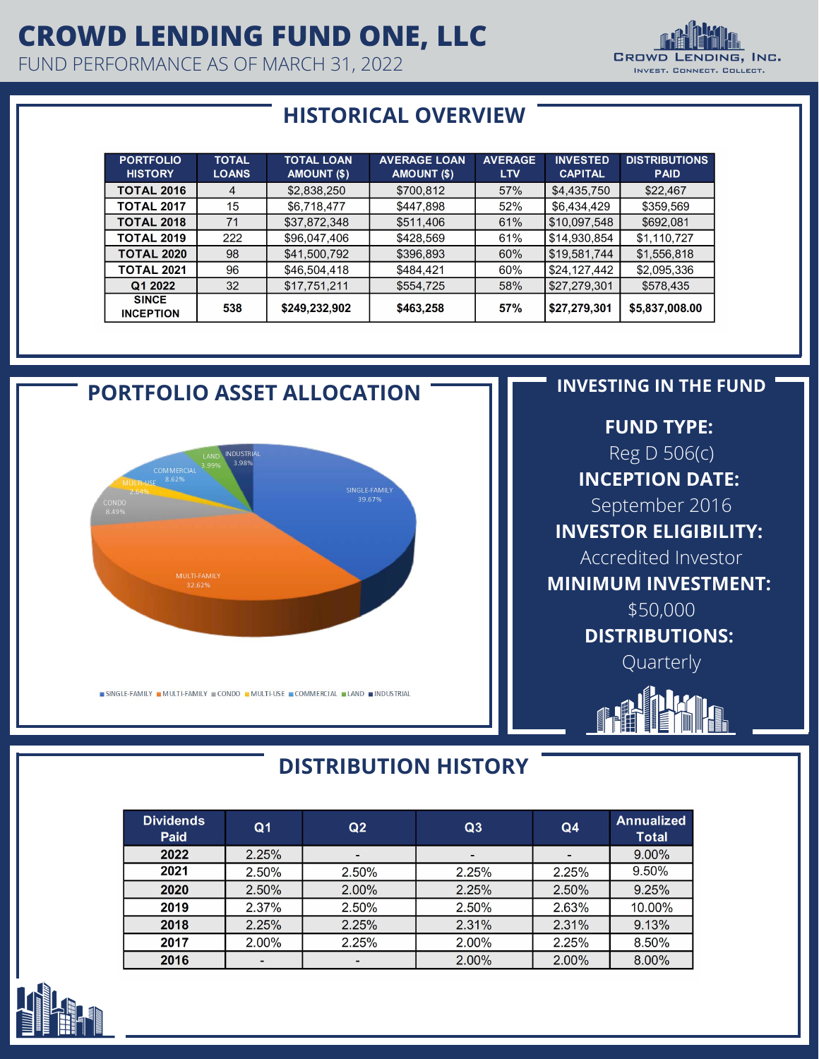# CROWD LENDING FUND ONE, LLC

FUND PERFORMANCE AS OF MARCH 31, 2022

CROWD LENDING, INC.
INVEST. CONNECT. COLLECT.

## HISTORICAL OVERVIEW

| PORTFOLIO HISTORY | TOTAL LOANS | TOTAL LOAN AMOUNT ($) | AVERAGE LOAN AMOUNT ($) | AVERAGE LTV | INVESTED CAPITAL | DISTRIBUTIONS PAID |
|---|---|---|---|---|---|---|
| TOTAL 2016 | 4 | $2,838,250 | $700,812 | 57% | $4,435,750 | $22,467 |
| TOTAL 2017 | 15 | $6,718,477 | $447,898 | 52% | $6,434,429 | $359,569 |
| TOTAL 2018 | 71 | $37,872,348 | $511,406 | 61% | $10,097,548 | $692,081 |
| TOTAL 2019 | 222 | $96,047,406 | $428,569 | 61% | $14,930,854 | $1,110,727 |
| TOTAL 2020 | 98 | $41,500,792 | $396,893 | 60% | $19,581,744 | $1,556,818 |
| TOTAL 2021 | 96 | $46,504,418 | $484,421 | 60% | $24,127,442 | $2,095,336 |
| Q1 2022 | 32 | $17,751,211 | $554,725 | 58% | $27,279,301 | $578,435 |
| **SINCE INCEPTION** | **538** | **$249,232,902** | **$463,258** | **57%** | **$27,279,301** | **$5,837,008.00** |

## PORTFOLIO ASSET ALLOCATION

- SINGLE-FAMILY 39.67%
- MULTI-FAMILY 32.62%
- CONDO 8.49%
- MULTI-USE 2.64%
- COMMERCIAL 8.62%
- LAND 3.99%
- INDUSTRIAL 3.98%

## INVESTING IN THE FUND

**FUND TYPE:**
Reg D 506(c)

**INCEPTION DATE:**
September 2016

**INVESTOR ELIGIBILITY:**
Accredited Investor

**MINIMUM INVESTMENT:**
$50,000

**DISTRIBUTIONS:**
Quarterly

## DISTRIBUTION HISTORY

| Dividends Paid | Q1 | Q2 | Q3 | Q4 | Annualized Total |
|---|---|---|---|---|---|
| 2022 | 2.25% | - | - | - | 9.00% |
| 2021 | 2.50% | 2.50% | 2.25% | 2.25% | 9.50% |
| 2020 | 2.50% | 2.00% | 2.25% | 2.50% | 9.25% |
| 2019 | 2.37% | 2.50% | 2.50% | 2.63% | 10.00% |
| 2018 | 2.25% | 2.25% | 2.31% | 2.31% | 9.13% |
| 2017 | 2.00% | 2.25% | 2.00% | 2.25% | 8.50% |
| 2016 | - | - | 2.00% | 2.00% | 8.00% |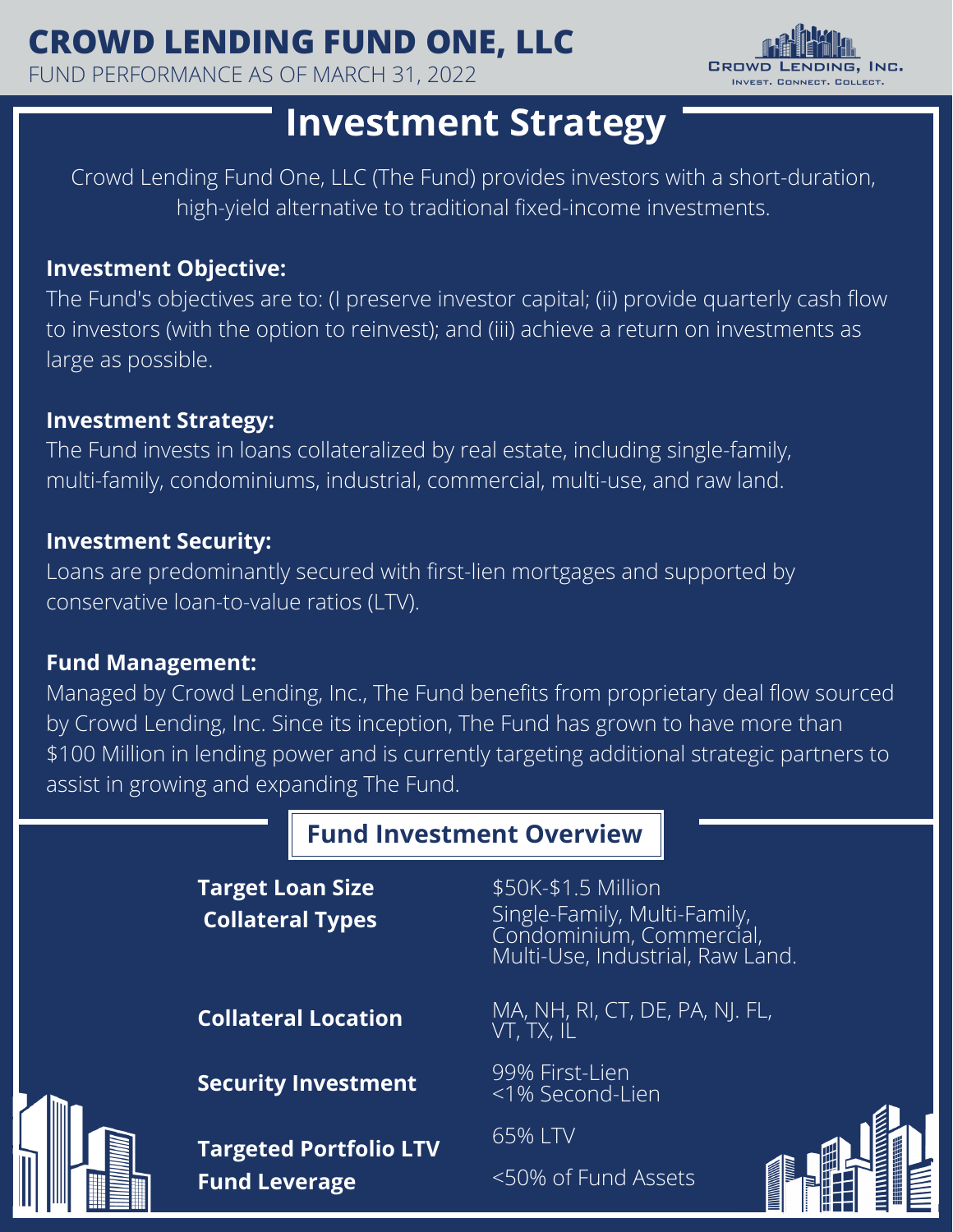# CROWD LENDING FUND ONE, LLC

FUND PERFORMANCE AS OF MARCH 31, 2022

## Investment Strategy

Crowd Lending Fund One, LLC (The Fund) provides investors with a short-duration, high-yield alternative to traditional fixed-income investments.

**Investment Objective:**
The Fund's objectives are to: (I preserve investor capital; (ii) provide quarterly cash flow to investors (with the option to reinvest); and (iii) achieve a return on investments as large as possible.

**Investment Strategy:**
The Fund invests in loans collateralized by real estate, including single-family, multi-family, condominiums, industrial, commercial, multi-use, and raw land.

**Investment Security:**
Loans are predominantly secured with first-lien mortgages and supported by conservative loan-to-value ratios (LTV).

**Fund Management:**
Managed by Crowd Lending, Inc., The Fund benefits from proprietary deal flow sourced by Crowd Lending, Inc. Since its inception, The Fund has grown to have more than $100 Million in lending power and is currently targeting additional strategic partners to assist in growing and expanding The Fund.

## Fund Investment Overview

| | |
|---|---|
| **Target Loan Size** | $50K-$1.5 Million |
| **Collateral Types** | Single-Family, Multi-Family, Condominium, Commercial, Multi-Use, Industrial, Raw Land. |
| **Collateral Location** | MA, NH, RI, CT, DE, PA, NJ. FL, VT, TX, IL |
| **Security Investment** | 99% First-Lien<br><1% Second-Lien |
| **Targeted Portfolio LTV** | 65% LTV |
| **Fund Leverage** | <50% of Fund Assets |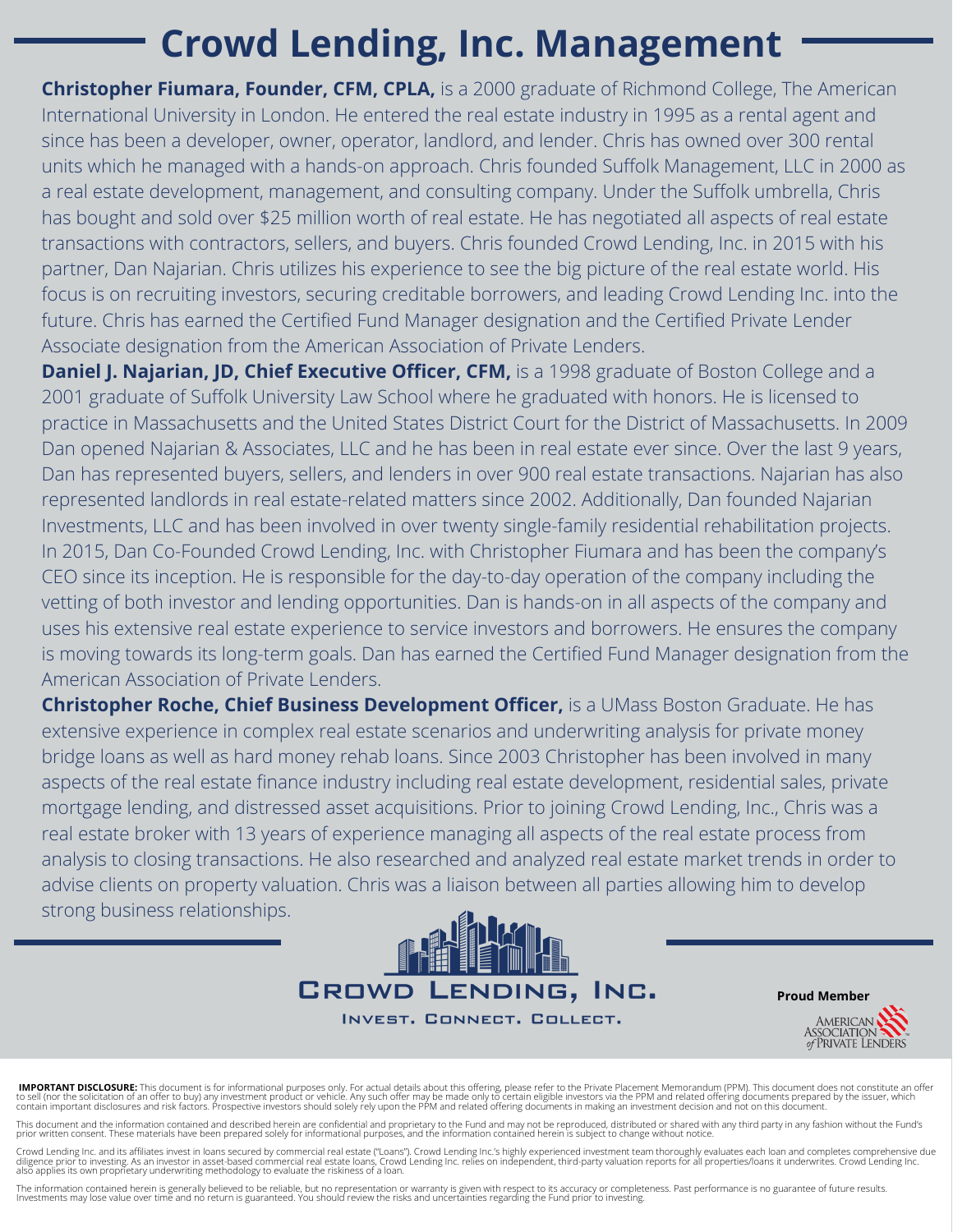# Crowd Lending, Inc. Management

**Christopher Fiumara, Founder, CFM, CPLA,** is a 2000 graduate of Richmond College, The American International University in London. He entered the real estate industry in 1995 as a rental agent and since has been a developer, owner, operator, landlord, and lender. Chris has owned over 300 rental units which he managed with a hands-on approach. Chris founded Suffolk Management, LLC in 2000 as a real estate development, management, and consulting company. Under the Suffolk umbrella, Chris has bought and sold over $25 million worth of real estate. He has negotiated all aspects of real estate transactions with contractors, sellers, and buyers. Chris founded Crowd Lending, Inc. in 2015 with his partner, Dan Najarian. Chris utilizes his experience to see the big picture of the real estate world. His focus is on recruiting investors, securing creditable borrowers, and leading Crowd Lending Inc. into the future. Chris has earned the Certified Fund Manager designation and the Certified Private Lender Associate designation from the American Association of Private Lenders.

**Daniel J. Najarian, JD, Chief Executive Officer, CFM,** is a 1998 graduate of Boston College and a 2001 graduate of Suffolk University Law School where he graduated with honors. He is licensed to practice in Massachusetts and the United States District Court for the District of Massachusetts. In 2009 Dan opened Najarian & Associates, LLC and he has been in real estate ever since. Over the last 9 years, Dan has represented buyers, sellers, and lenders in over 900 real estate transactions. Najarian has also represented landlords in real estate-related matters since 2002. Additionally, Dan founded Najarian Investments, LLC and has been involved in over twenty single-family residential rehabilitation projects. In 2015, Dan Co-Founded Crowd Lending, Inc. with Christopher Fiumara and has been the company's CEO since its inception. He is responsible for the day-to-day operation of the company including the vetting of both investor and lending opportunities. Dan is hands-on in all aspects of the company and uses his extensive real estate experience to service investors and borrowers. He ensures the company is moving towards its long-term goals. Dan has earned the Certified Fund Manager designation from the American Association of Private Lenders.

**Christopher Roche, Chief Business Development Officer,** is a UMass Boston Graduate. He has extensive experience in complex real estate scenarios and underwriting analysis for private money bridge loans as well as hard money rehab loans. Since 2003 Christopher has been involved in many aspects of the real estate finance industry including real estate development, residential sales, private mortgage lending, and distressed asset acquisitions. Prior to joining Crowd Lending, Inc., Chris was a real estate broker with 13 years of experience managing all aspects of the real estate process from analysis to closing transactions. He also researched and analyzed real estate market trends in order to advise clients on property valuation. Chris was a liaison between all parties allowing him to develop strong business relationships.

CROWD LENDING, INC.

INVEST. CONNECT. COLLECT.

**Proud Member**

AMERICAN ASSOCIATION of PRIVATE LENDERS

**IMPORTANT DISCLOSURE:** This document is for informational purposes only. For actual details about this offering, please refer to the Private Placement Memorandum (PPM). This document does not constitute an offer to sell (nor the solicitation of an offer to buy) any investment product or vehicle. Any such offer may be made only to certain eligible investors via the PPM and related offering documents prepared by the issuer, which contain important disclosures and risk factors. Prospective investors should solely rely upon the PPM and related offering documents in making an investment decision and not on this document.

This document and the information contained and described herein are confidential and proprietary to the Fund and may not be reproduced, distributed or shared with any third party in any fashion without the Fund's prior written consent. These materials have been prepared solely for informational purposes, and the information contained herein is subject to change without notice.

Crowd Lending Inc. and its affiliates invest in loans secured by commercial real estate ("Loans"). Crowd Lending Inc.'s highly experienced investment team thoroughly evaluates each loan and completes comprehensive due diligence prior to investing. As an investor in asset-based commercial real estate loans, Crowd Lending Inc. relies on independent, third-party valuation reports for all properties/loans it underwrites. Crowd Lending Inc. also applies its own proprietary underwriting methodology to evaluate the riskiness of a loan.

The information contained herein is generally believed to be reliable, but no representation or warranty is given with respect to its accuracy or completeness. Past performance is no guarantee of future results. Investments may lose value over time and no return is guaranteed. You should review the risks and uncertainties regarding the Fund prior to investing.